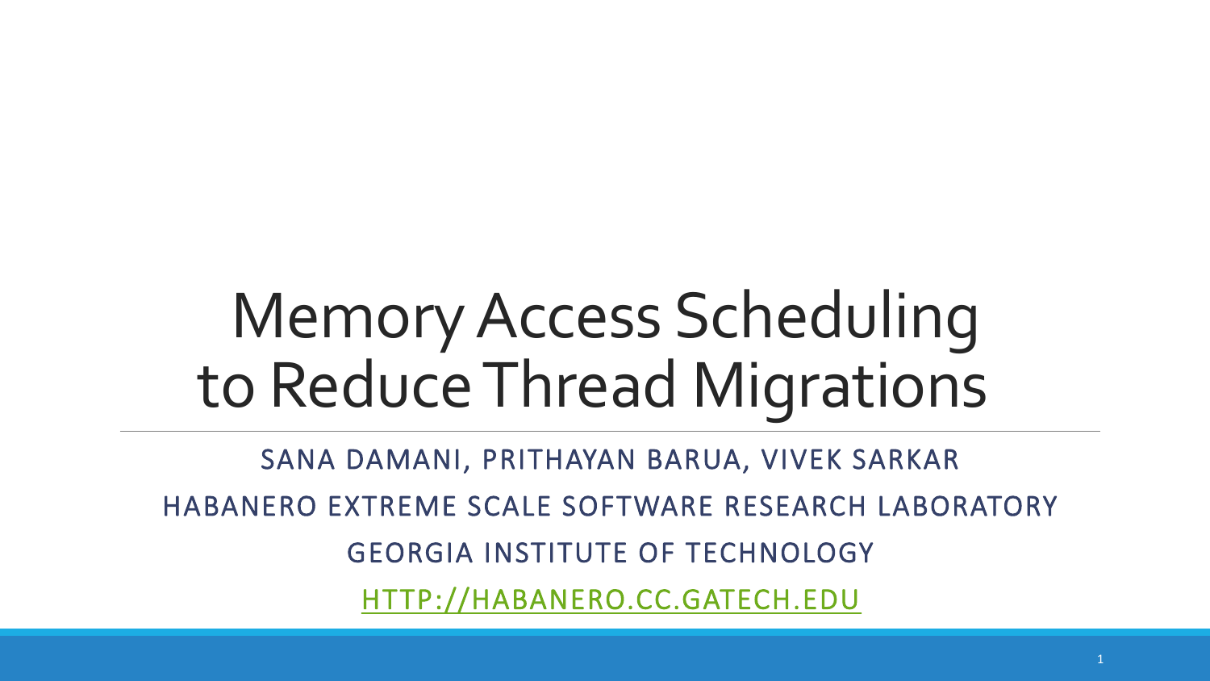# Memory Access Scheduling to Reduce Thread Migrations

SANA DAMANI, PRITHAYAN BARUA, VIVEK SARKAR

HABANERO EXTREME SCALE SOFTWARE RESEARCH LABORATORY

GEORGIA INSTITUTE OF TECHNOLOGY

HTTP://HABANERO.CC.GATECH.EDU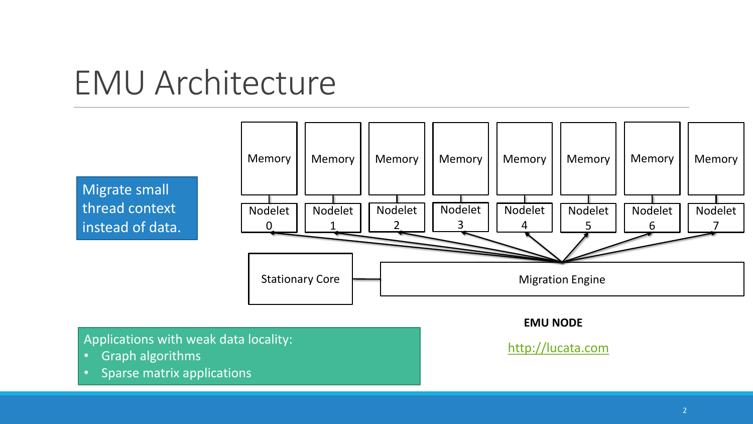# EMU Architecture

Migrate small thread context instead of data.

Memory | Memory | Memory | Memory | Memory | Memory | Memory | Memory

Nodelet 0 | Nodelet 1 | Nodelet 2 | Nodelet 3 | Nodelet 4 | Nodelet 5 | Nodelet 6 | Nodelet 7

Stationary Core

Migration Engine

**EMU NODE**

http://lucata.com

Applications with weak data locality:

- Graph algorithms
- Sparse matrix applications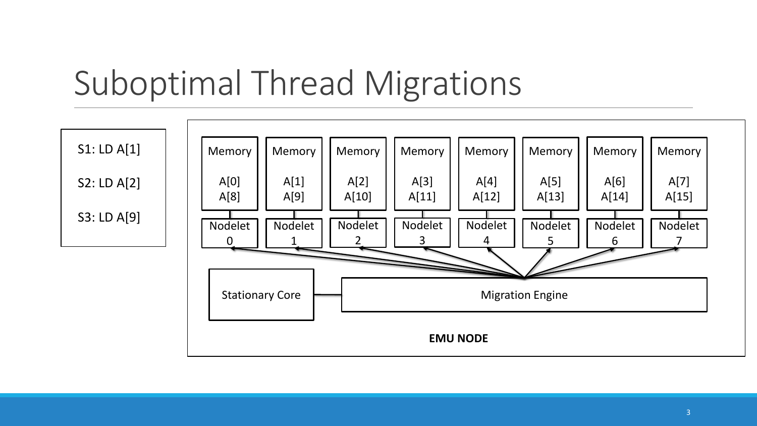# Suboptimal Thread Migrations

S1: LD A[1]

S2: LD A[2]

S3: LD A[9]

Memory
A[0]
A[8]

Memory
A[1]
A[9]

Memory
A[2]
A[10]

Memory
A[3]
A[11]

Memory
A[4]
A[12]

Memory
A[5]
A[13]

Memory
A[6]
A[14]

Memory
A[7]
A[15]

Nodelet 0

Nodelet 1

Nodelet 2

Nodelet 3

Nodelet 4

Nodelet 5

Nodelet 6

Nodelet 7

Stationary Core

Migration Engine

**EMU NODE**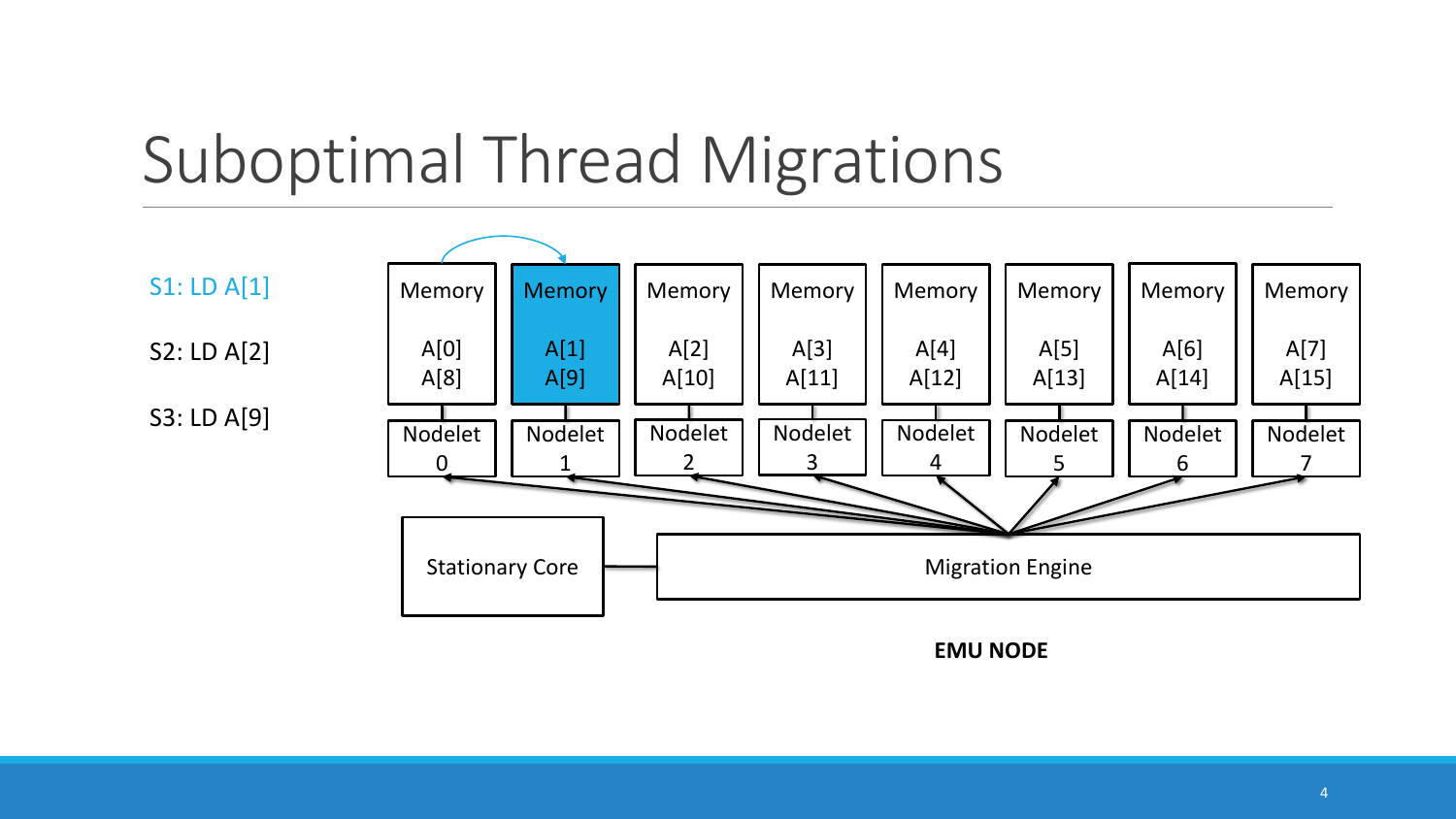# Suboptimal Thread Migrations

S1: LD A[1]

S2: LD A[2]

S3: LD A[9]

Memory
A[0]
A[8]
Nodelet 0

Memory
A[1]
A[9]
Nodelet 1

Memory
A[2]
A[10]
Nodelet 2

Memory
A[3]
A[11]
Nodelet 3

Memory
A[4]
A[12]
Nodelet 4

Memory
A[5]
A[13]
Nodelet 5

Memory
A[6]
A[14]
Nodelet 6

Memory
A[7]
A[15]
Nodelet 7

Stationary Core

Migration Engine

**EMU NODE**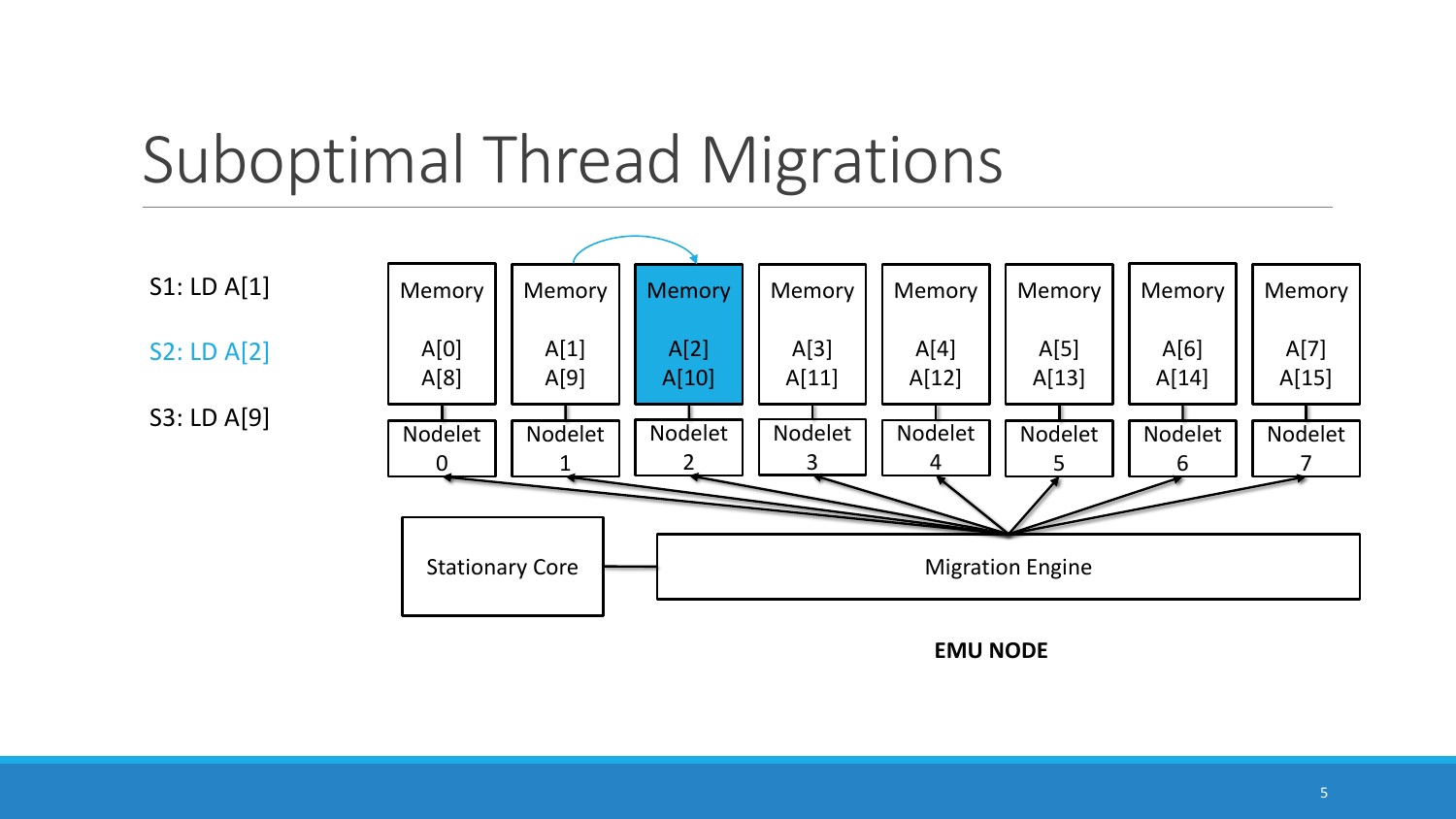# Suboptimal Thread Migrations

S1: LD A[1]

S2: LD A[2]

S3: LD A[9]

Memory
A[0]
A[8]

Memory
A[1]
A[9]

Memory
A[2]
A[10]

Memory
A[3]
A[11]

Memory
A[4]
A[12]

Memory
A[5]
A[13]

Memory
A[6]
A[14]

Memory
A[7]
A[15]

Nodelet 0

Nodelet 1

Nodelet 2

Nodelet 3

Nodelet 4

Nodelet 5

Nodelet 6

Nodelet 7

Stationary Core

Migration Engine

**EMU NODE**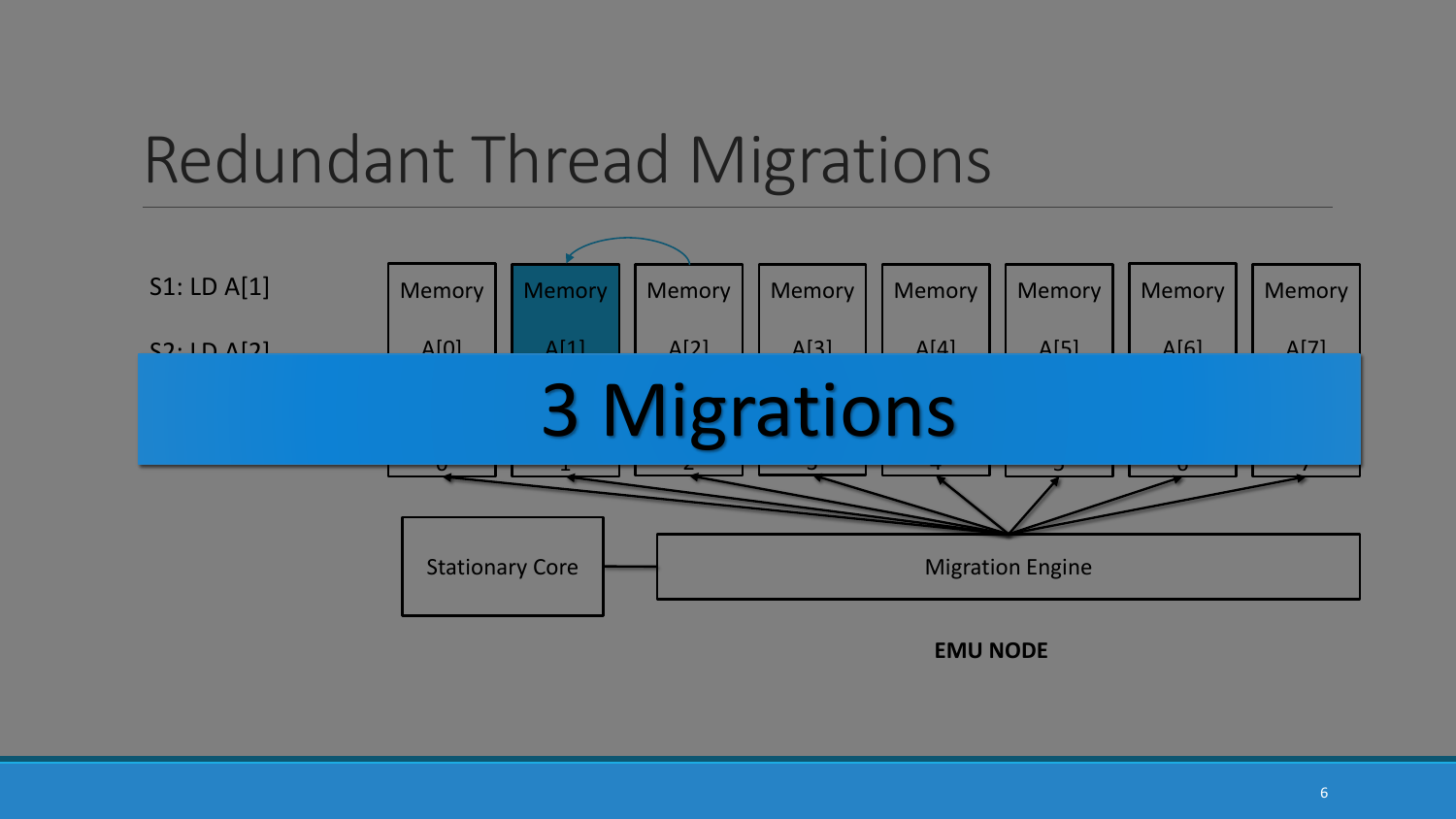# Redundant Thread Migrations

S1: LD A[1]

S2: LD A[2]

| Memory | Memory | Memory | Memory | Memory | Memory | Memory | Memory |
|---|---|---|---|---|---|---|---|
| A[0] | A[1] | A[2] | A[3] | A[4] | A[5] | A[6] | A[7] |

# 3 Migrations

Stationary Core

Migration Engine

**EMU NODE**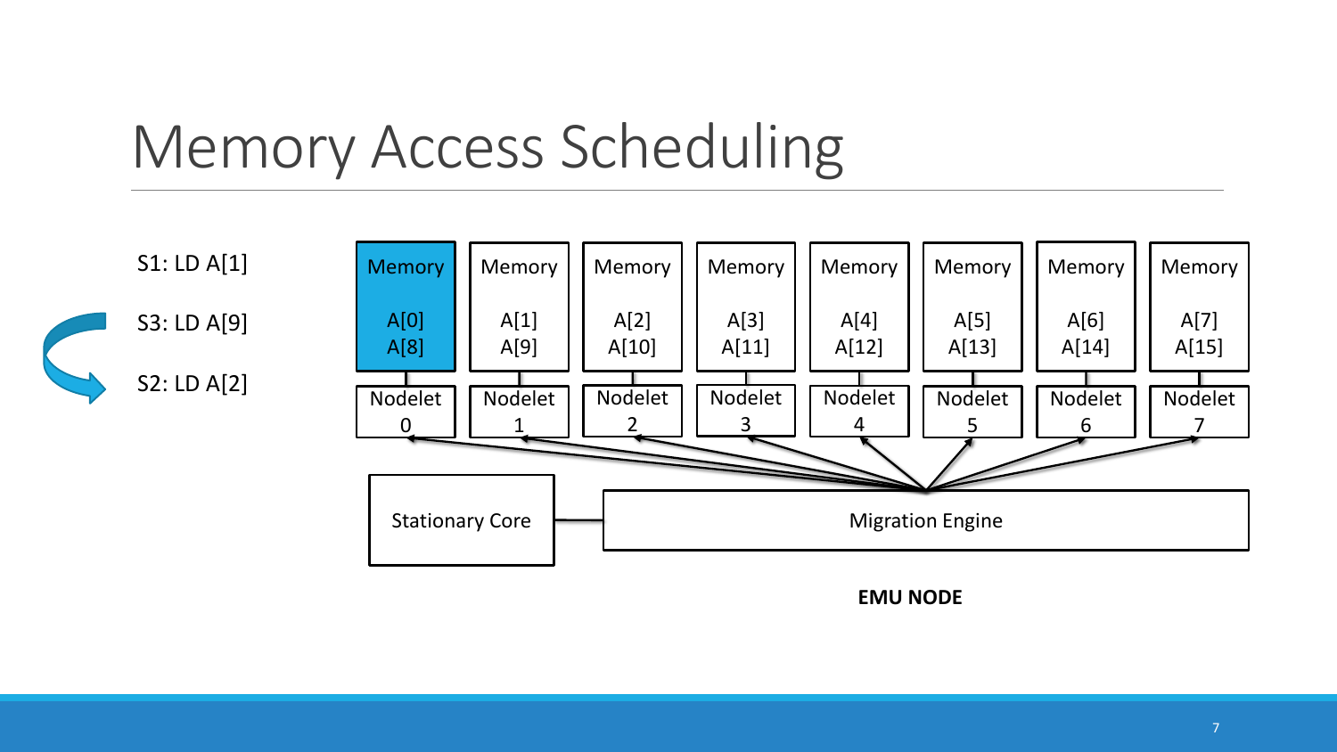# Memory Access Scheduling

S1: LD A[1]

S3: LD A[9]

S2: LD A[2]

Memory
A[0]
A[8]
Nodelet 0

Memory
A[1]
A[9]
Nodelet 1

Memory
A[2]
A[10]
Nodelet 2

Memory
A[3]
A[11]
Nodelet 3

Memory
A[4]
A[12]
Nodelet 4

Memory
A[5]
A[13]
Nodelet 5

Memory
A[6]
A[14]
Nodelet 6

Memory
A[7]
A[15]
Nodelet 7

Stationary Core

Migration Engine

**EMU NODE**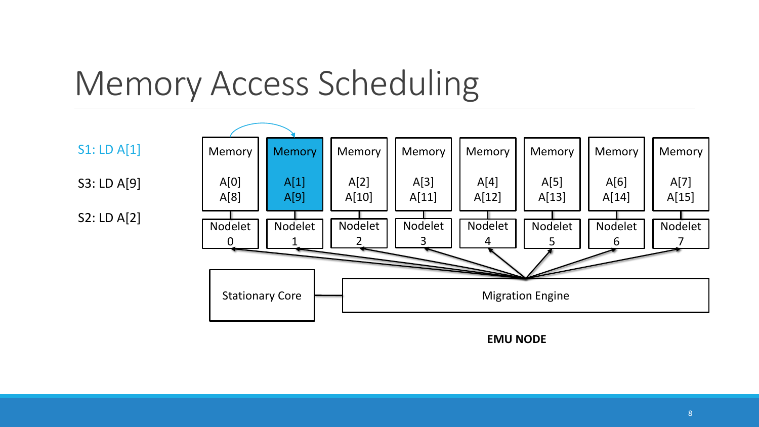# Memory Access Scheduling

S1: LD A[1]

S3: LD A[9]

S2: LD A[2]

Memory
A[0]
A[8]
Nodelet 0

Memory
A[1]
A[9]
Nodelet 1

Memory
A[2]
A[10]
Nodelet 2

Memory
A[3]
A[11]
Nodelet 3

Memory
A[4]
A[12]
Nodelet 4

Memory
A[5]
A[13]
Nodelet 5

Memory
A[6]
A[14]
Nodelet 6

Memory
A[7]
A[15]
Nodelet 7

Stationary Core

Migration Engine

**EMU NODE**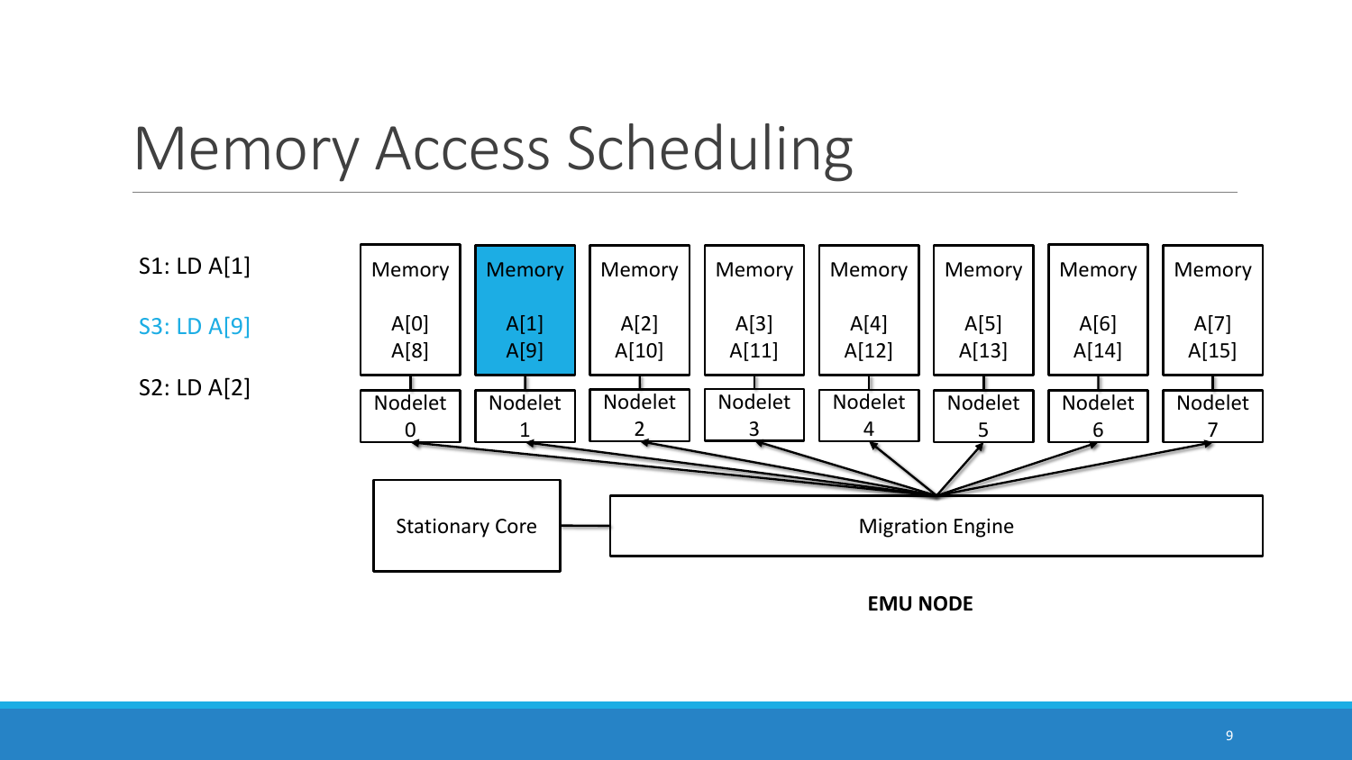# Memory Access Scheduling

S1: LD A[1]

S3: LD A[9]

S2: LD A[2]

Memory A[0] A[8] — Nodelet 0

Memory A[1] A[9] — Nodelet 1

Memory A[2] A[10] — Nodelet 2

Memory A[3] A[11] — Nodelet 3

Memory A[4] A[12] — Nodelet 4

Memory A[5] A[13] — Nodelet 5

Memory A[6] A[14] — Nodelet 6

Memory A[7] A[15] — Nodelet 7

Stationary Core

Migration Engine

**EMU NODE**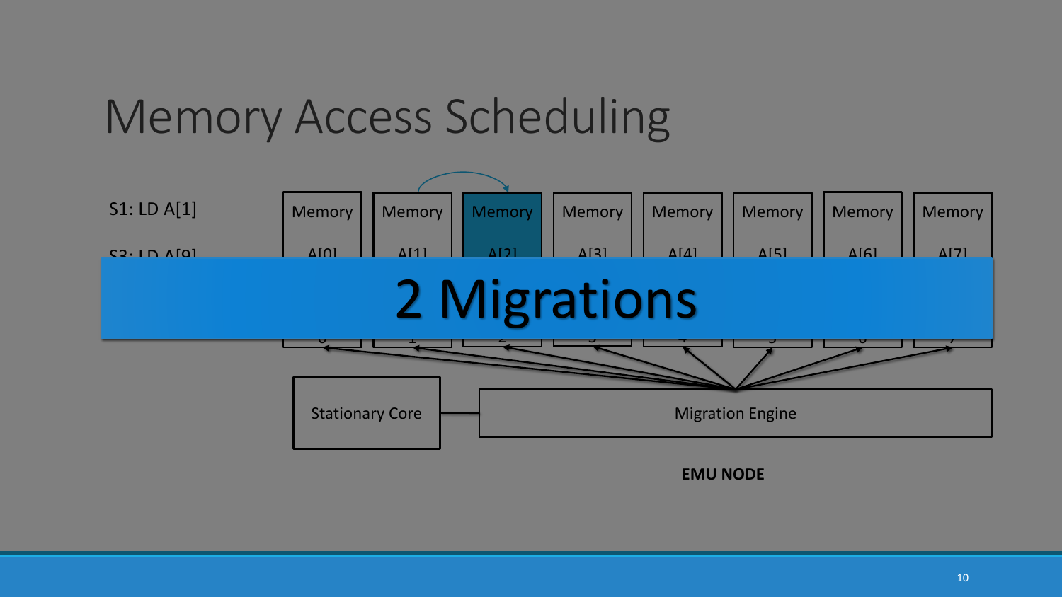# Memory Access Scheduling

S1: LD A[1]

S3: LD A[9]

Memory | Memory | Memory | Memory | Memory | Memory | Memory | Memory

A[0] | A[1] | A[2] | A[3] | A[4] | A[5] | A[6] | A[7]

## 2 Migrations

Stationary Core

Migration Engine

**EMU NODE**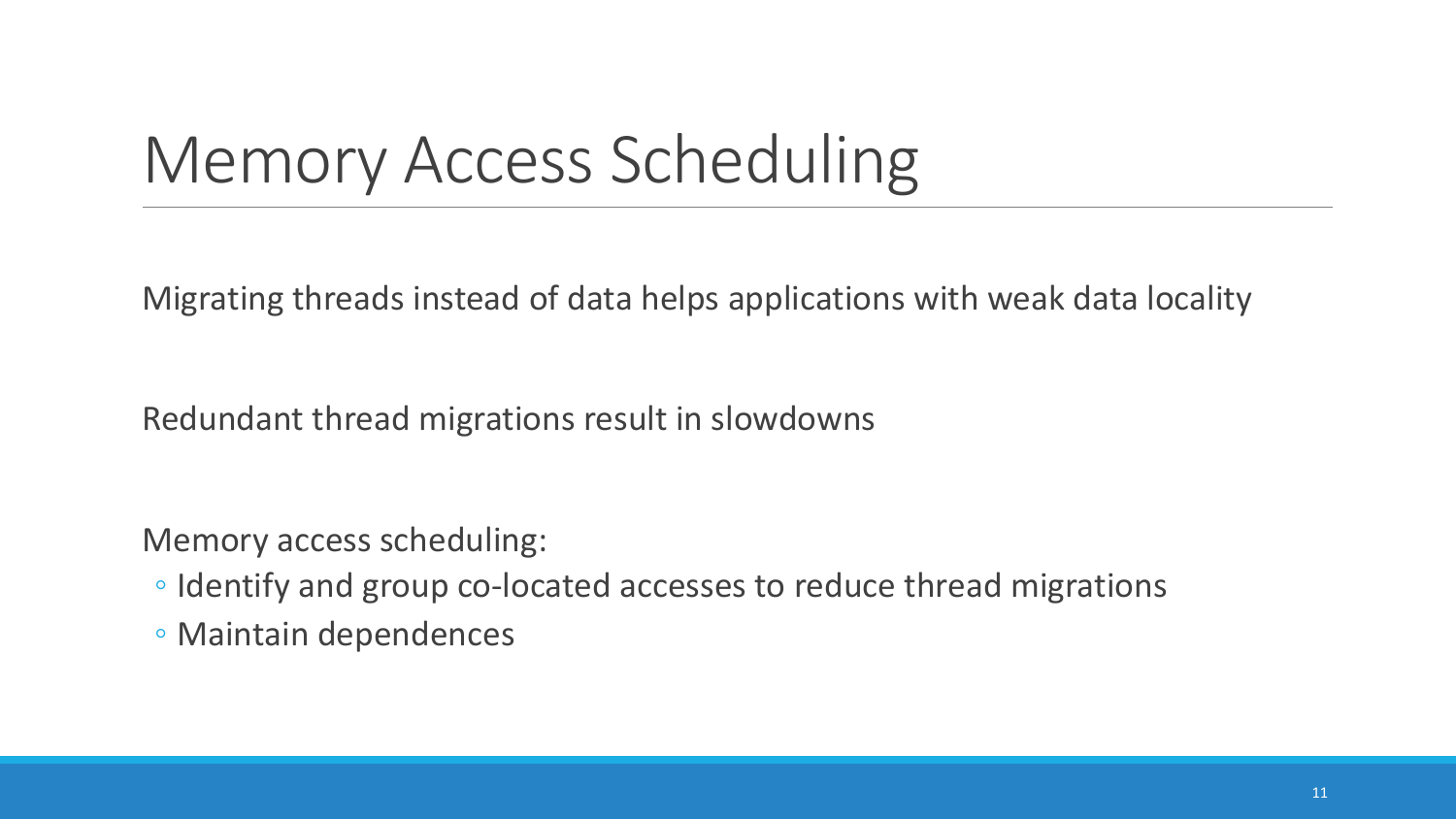# Memory Access Scheduling

Migrating threads instead of data helps applications with weak data locality

Redundant thread migrations result in slowdowns

Memory access scheduling:

- Identify and group co-located accesses to reduce thread migrations
- Maintain dependences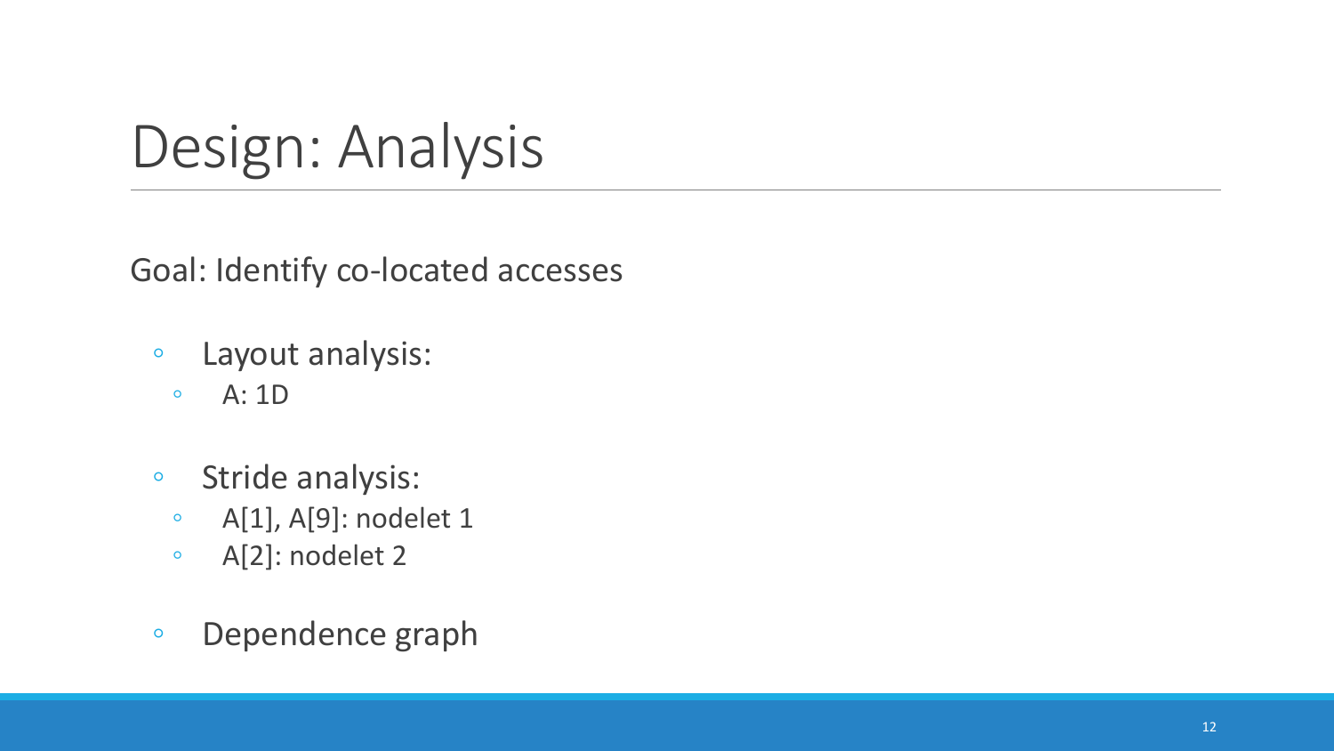# Design: Analysis

Goal: Identify co-located accesses

- Layout analysis:
  - A: 1D
- Stride analysis:
  - A[1], A[9]: nodelet 1
  - A[2]: nodelet 2
- Dependence graph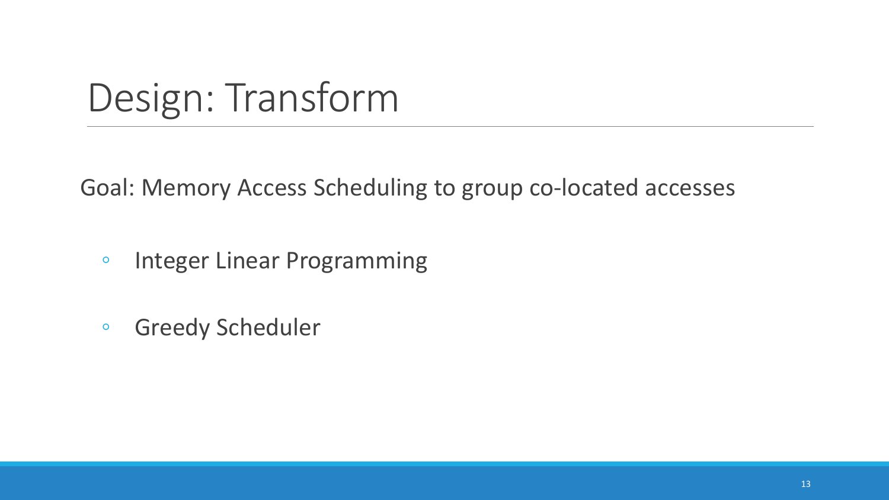# Design: Transform

Goal: Memory Access Scheduling to group co-located accesses

- Integer Linear Programming
- Greedy Scheduler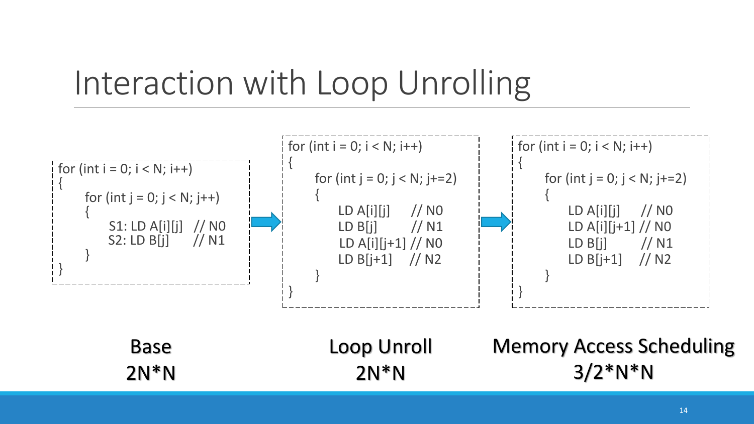# Interaction with Loop Unrolling

```
for (int i = 0; i < N; i++)
{
    for (int j = 0; j < N; j++)
    {
        S1: LD A[i][j]   // N0
        S2: LD B[j]      // N1
    }
}
```

**Base**

**2N*N**

```
for (int i = 0; i < N; i++)
{
    for (int j = 0; j < N; j+=2)
    {
        LD A[i][j]     // N0
        LD B[j]        // N1
        LD A[i][j+1]   // N0
        LD B[j+1]      // N2
    }
}
```

**Loop Unroll**

**2N*N**

```
for (int i = 0; i < N; i++)
{
    for (int j = 0; j < N; j+=2)
    {
        LD A[i][j]     // N0
        LD A[i][j+1]   // N0
        LD B[j]        // N1
        LD B[j+1]      // N2
    }
}
```

**Memory Access Scheduling**

**3/2*N*N**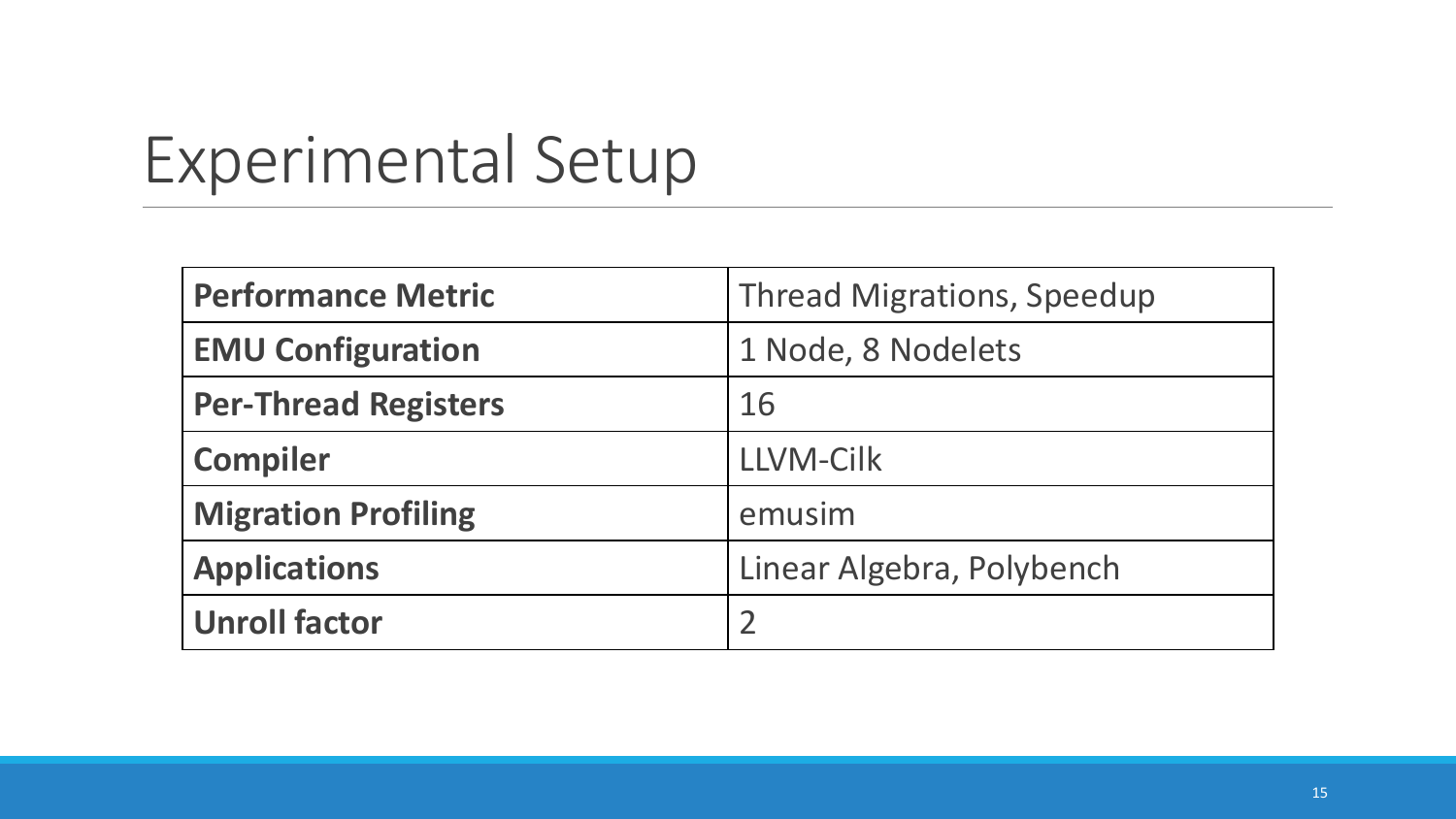# Experimental Setup

| | |
|---|---|
| **Performance Metric** | Thread Migrations, Speedup |
| **EMU Configuration** | 1 Node, 8 Nodelets |
| **Per-Thread Registers** | 16 |
| **Compiler** | LLVM-Cilk |
| **Migration Profiling** | emusim |
| **Applications** | Linear Algebra, Polybench |
| **Unroll factor** | 2 |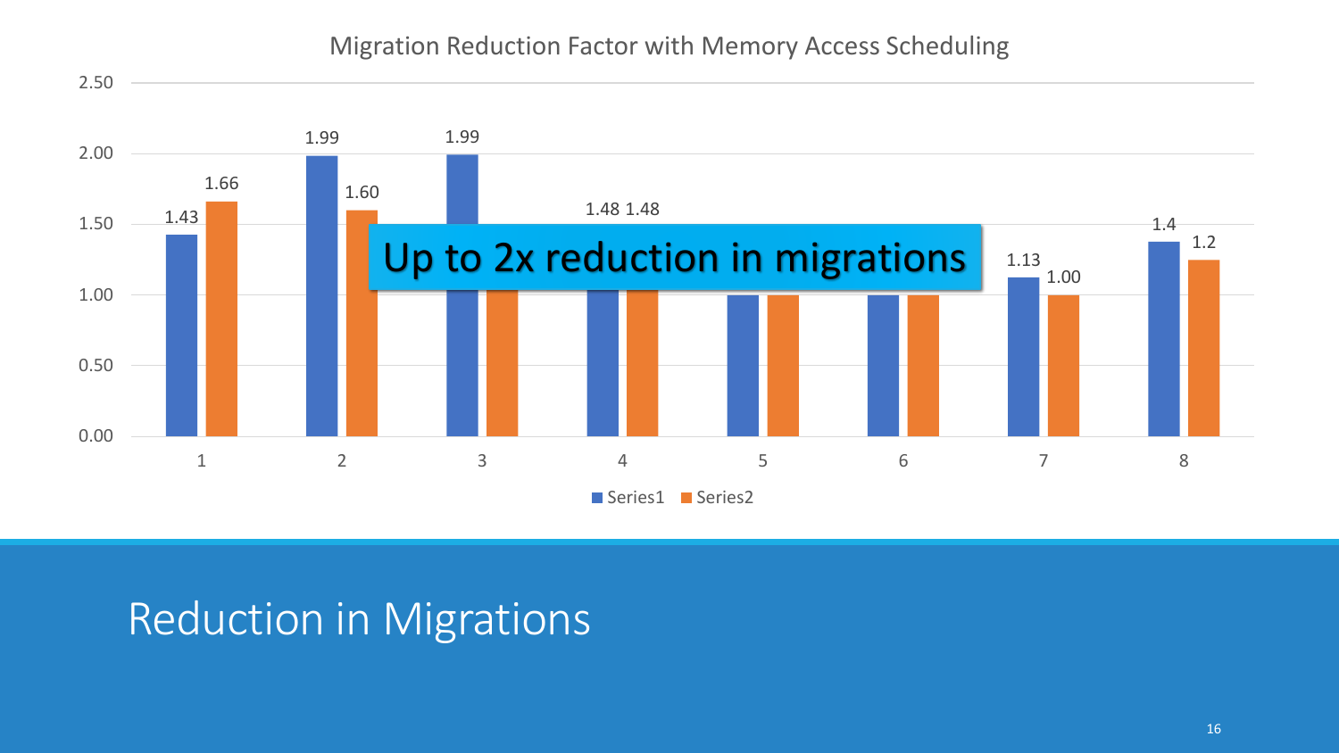# Reduction in Migrations

Migration Reduction Factor with Memory Access Scheduling

2.50
2.00
1.50
1.00
0.50
0.00

1.43
1.66
1.99
1.60
1.99
1.48 1.48
1.13
1.00
1.4
1.2

1
2
3
4
5
6
7
8

Series1
Series2

Up to 2x reduction in migrations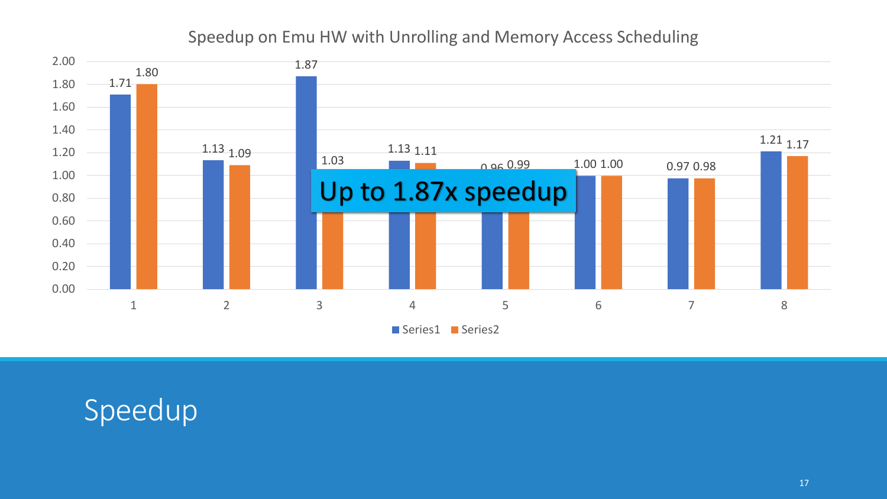Speedup on Emu HW with Unrolling and Memory Access Scheduling

2.00
1.80
1.60
1.40
1.20
1.00
0.80
0.60
0.40
0.20
0.00

1.71 1.80
1.13 1.09
1.87
1.03
1.13 1.11
0.96 0.99
1.00 1.00
0.97 0.98
1.21 1.17

1 2 3 4 5 6 7 8

Series1 Series2

Up to 1.87x speedup

# Speedup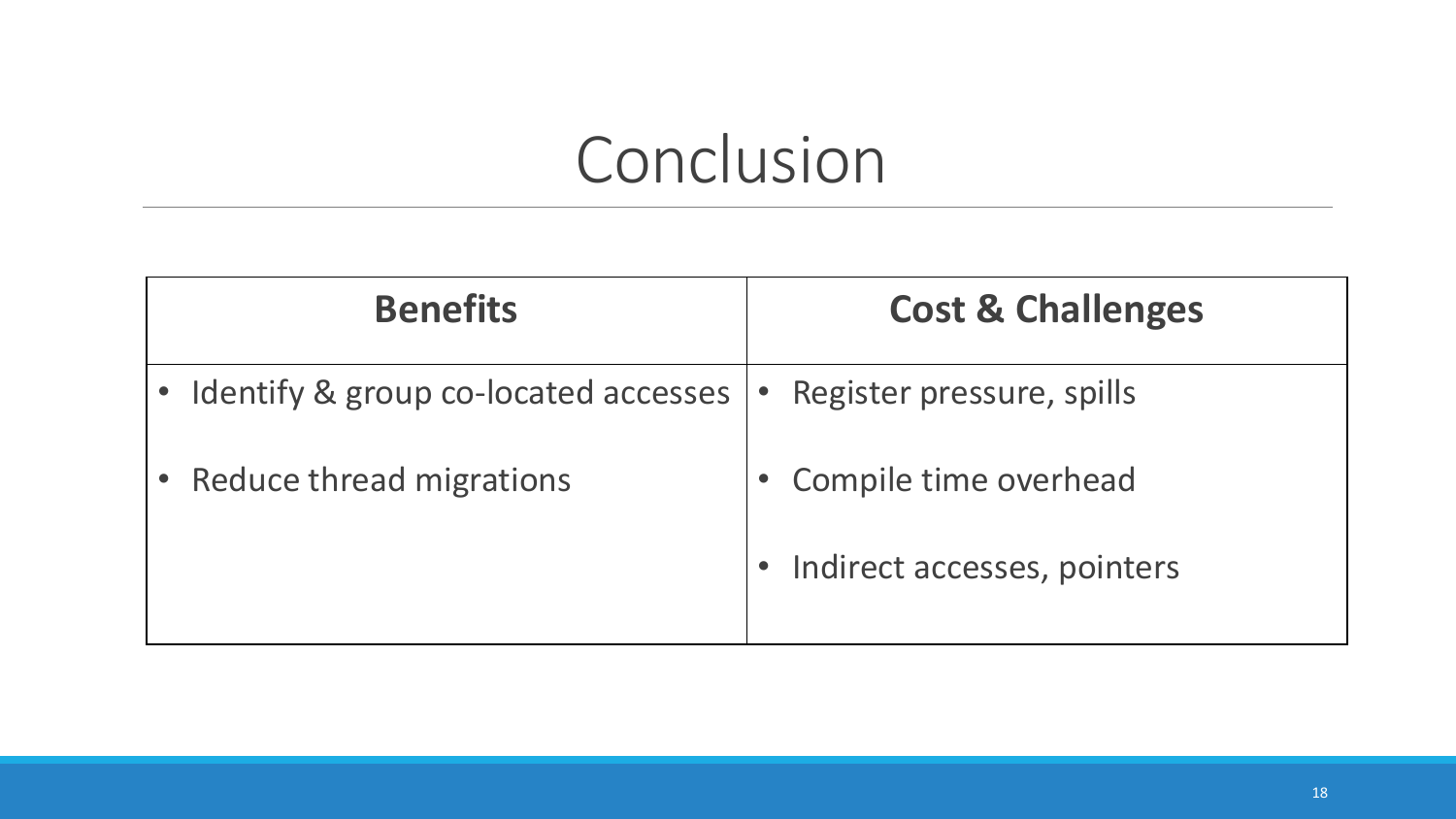# Conclusion

| Benefits | Cost & Challenges |
| --- | --- |
| • Identify & group co-located accesses | • Register pressure, spills |
| • Reduce thread migrations | • Compile time overhead |
| | • Indirect accesses, pointers |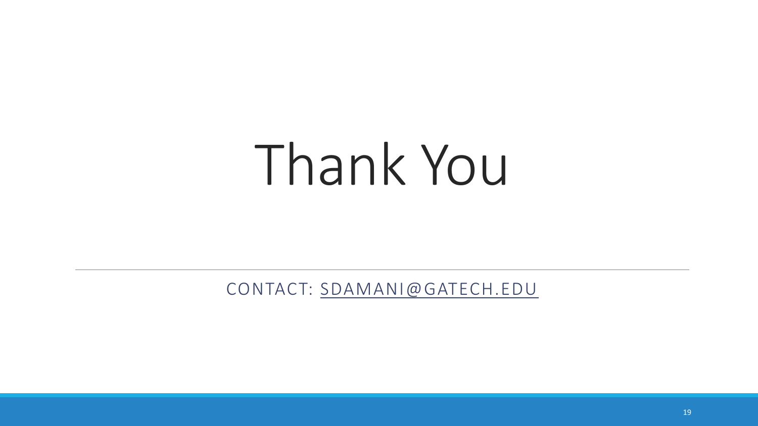# Thank You

CONTACT: SDAMANI@GATECH.EDU